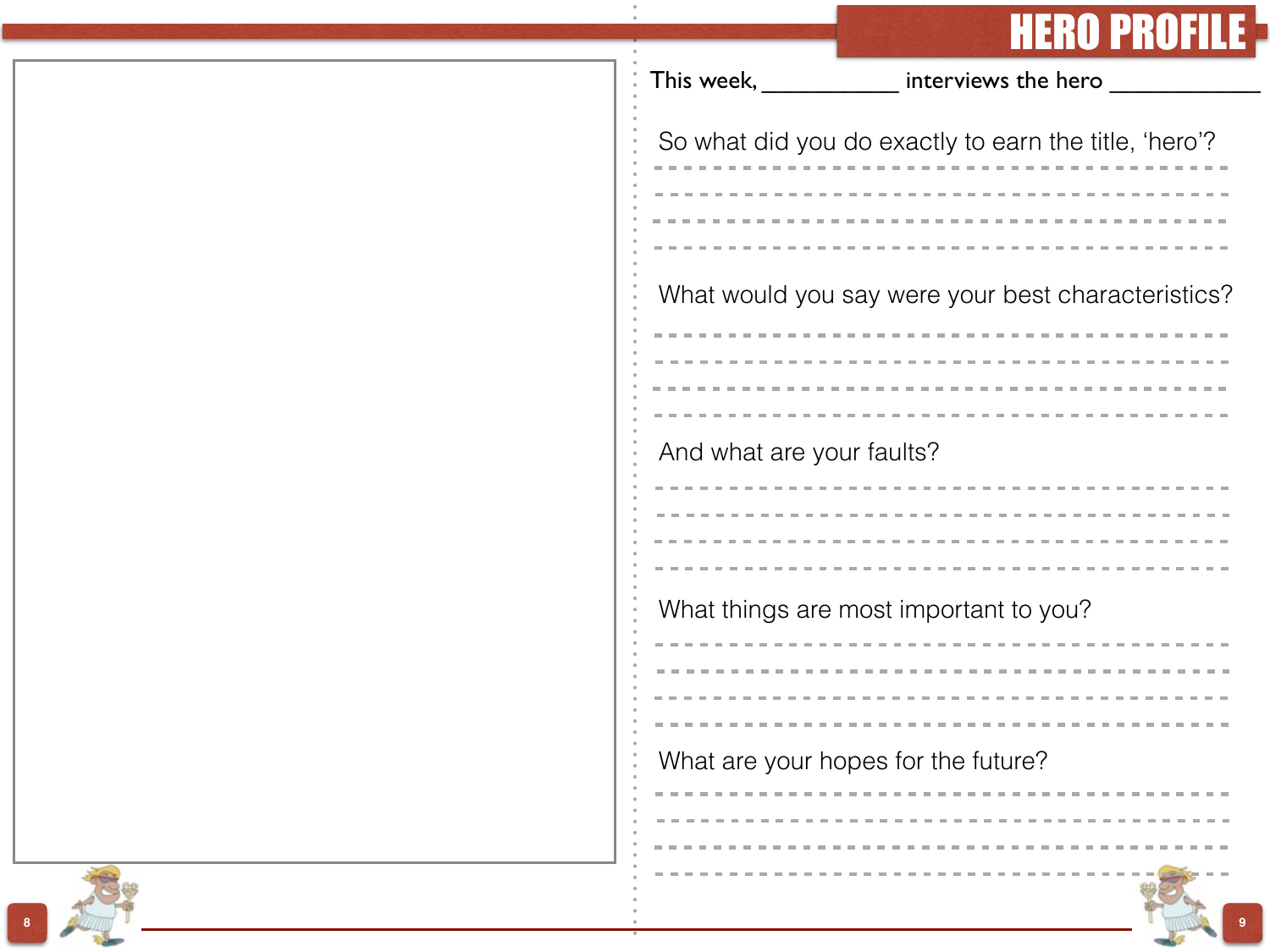# HERO PROFILE

This week, ___________ interviews the hero ____________

So what did you do exactly to earn the title, 'hero'?

What would you say were your best characteristics?

And what are your faults?

What things are most important to you?

What are your hopes for the future?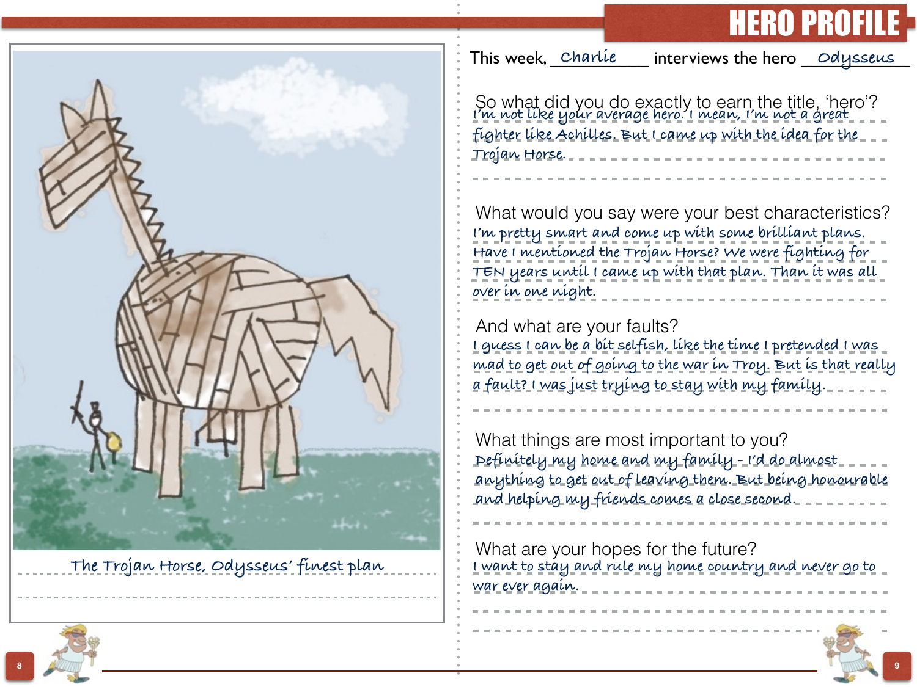# HERO PROFILE

The Trojan Horse, Odysseus' finest plan

This week, Charlie interviews the hero Odysseus

**So what did you do exactly to earn the title, 'hero'?**

I'm not like your average hero. I mean, I'm not a great fighter like Achilles. But I came up with the idea for the Trojan Horse.

**What would you say were your best characteristics?**

I'm pretty smart and come up with some brilliant plans. Have I mentioned the Trojan Horse? We were fighting for TEN years until I came up with that plan. Than it was all over in one night.

**And what are your faults?**

I guess I can be a bit selfish, like the time I pretended I was mad to get out of going to the war in Troy. But is that really a fault? I was just trying to stay with my family.

**What things are most important to you?**

Definitely my home and my family - I'd do almost anything to get out of leaving them. But being honourable and helping my friends comes a close second.

**What are your hopes for the future?**

I want to stay and rule my home country and never go to war ever again.